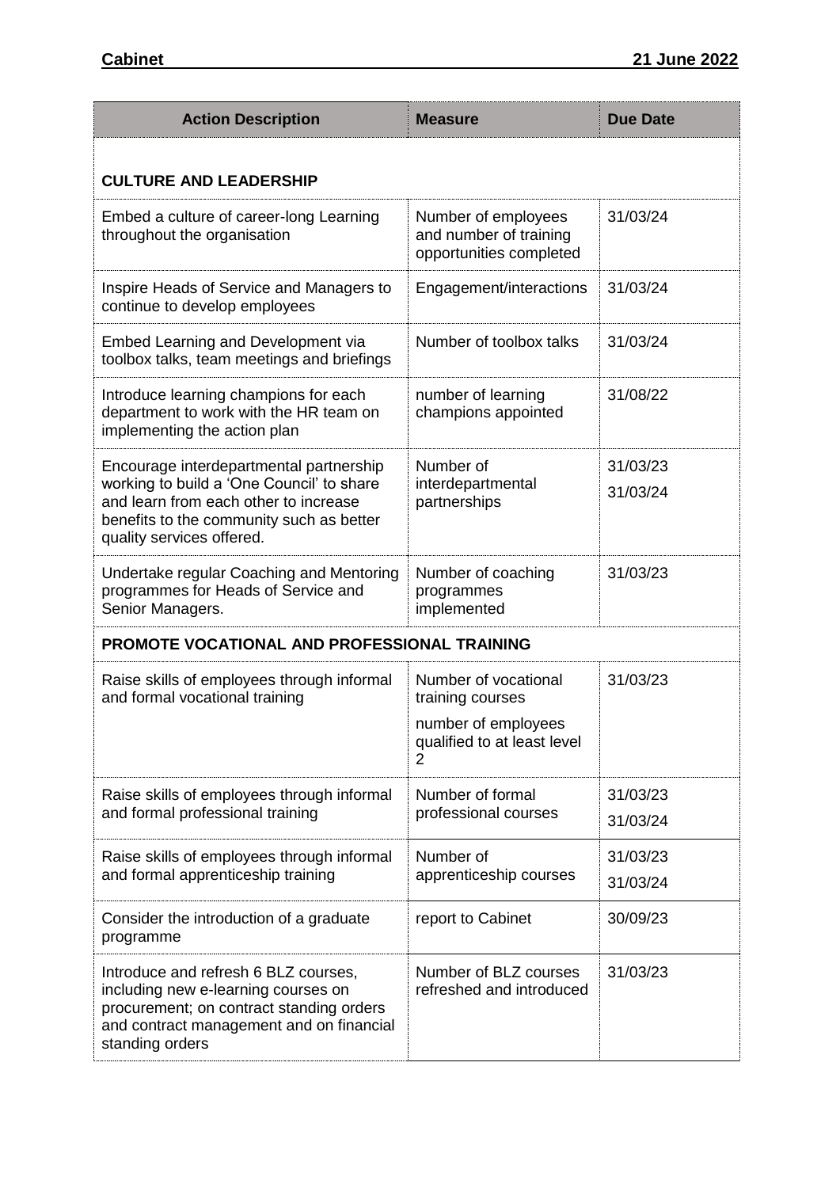| Action Description | Measure | Due Date |
|---|---|---|
| **CULTURE AND LEADERSHIP** | | |
| Embed a culture of career-long Learning throughout the organisation | Number of employees and number of training opportunities completed | 31/03/24 |
| Inspire Heads of Service and Managers to continue to develop employees | Engagement/interactions | 31/03/24 |
| Embed Learning and Development via toolbox talks, team meetings and briefings | Number of toolbox talks | 31/03/24 |
| Introduce learning champions for each department to work with the HR team on implementing the action plan | number of learning champions appointed | 31/08/22 |
| Encourage interdepartmental partnership working to build a 'One Council' to share and learn from each other to increase benefits to the community such as better quality services offered. | Number of interdepartmental partnerships | 31/03/23<br>31/03/24 |
| Undertake regular Coaching and Mentoring programmes for Heads of Service and Senior Managers. | Number of coaching programmes implemented | 31/03/23 |
| **PROMOTE VOCATIONAL AND PROFESSIONAL TRAINING** | | |
| Raise skills of employees through informal and formal vocational training | Number of vocational training courses<br>number of employees qualified to at least level 2 | 31/03/23 |
| Raise skills of employees through informal and formal professional training | Number of formal professional courses | 31/03/23<br>31/03/24 |
| Raise skills of employees through informal and formal apprenticeship training | Number of apprenticeship courses | 31/03/23<br>31/03/24 |
| Consider the introduction of a graduate programme | report to Cabinet | 30/09/23 |
| Introduce and refresh 6 BLZ courses, including new e-learning courses on procurement; on contract standing orders and contract management and on financial standing orders | Number of BLZ courses refreshed and introduced | 31/03/23 |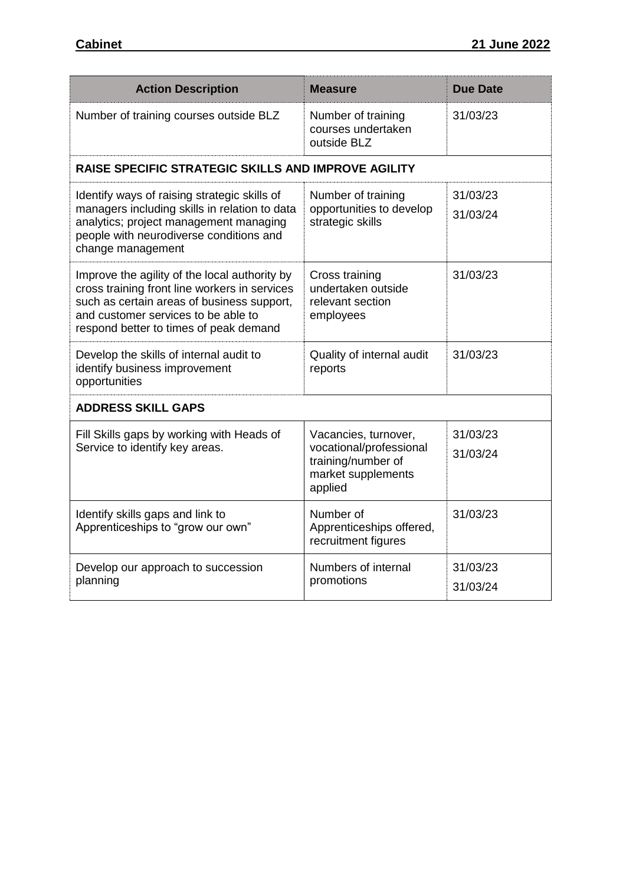| Action Description | Measure | Due Date |
|---|---|---|
| Number of training courses outside BLZ | Number of training courses undertaken outside BLZ | 31/03/23 |
| **RAISE SPECIFIC STRATEGIC SKILLS AND IMPROVE AGILITY** | | |
| Identify ways of raising strategic skills of managers including skills in relation to data analytics; project management managing people with neurodiverse conditions and change management | Number of training opportunities to develop strategic skills | 31/03/23<br>31/03/24 |
| Improve the agility of the local authority by cross training front line workers in services such as certain areas of business support, and customer services to be able to respond better to times of peak demand | Cross training undertaken outside relevant section employees | 31/03/23 |
| Develop the skills of internal audit to identify business improvement opportunities | Quality of internal audit reports | 31/03/23 |
| **ADDRESS SKILL GAPS** | | |
| Fill Skills gaps by working with Heads of Service to identify key areas. | Vacancies, turnover, vocational/professional training/number of market supplements applied | 31/03/23<br>31/03/24 |
| Identify skills gaps and link to Apprenticeships to "grow our own" | Number of Apprenticeships offered, recruitment figures | 31/03/23 |
| Develop our approach to succession planning | Numbers of internal promotions | 31/03/23<br>31/03/24 |